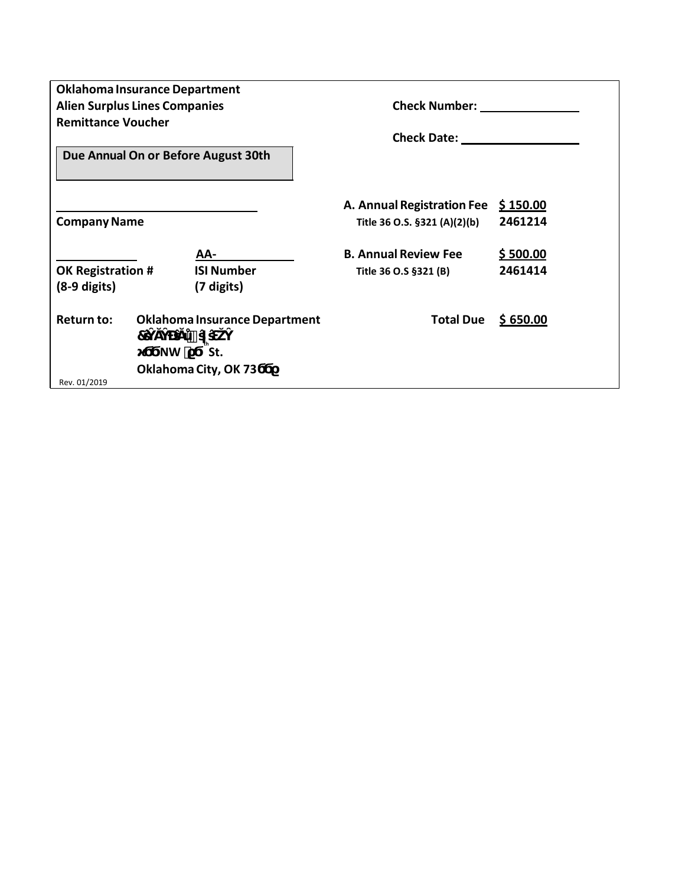**Oklahoma Insurance Department**
**Alien Surplus Lines Companies**
**Remittance Voucher**

**Due Annual On or Before August 30th**

**Check Number:** ________________

**Check Date:** ________________

______________________________
**Company Name**

| | | |
|---|---|---|
| **A. Annual Registration Fee** Title 36 O.S. §321 (A)(2)(b) | **$ 150.00** | **2461214** |
| **B. Annual Review Fee** Title 36 O.S §321 (B) | **$ 500.00** | **2461414** |
| **Total Due** | **$ 650.00** | |

____________ AA-____________
**OK Registration #** (8-9 digits) **ISI Number** (7 digits)

**Return to:** **Oklahoma Insurance Department**
**Financial Services**
**400 NW 50th St.**
**Oklahoma City, OK 73105**

Rev. 01/2019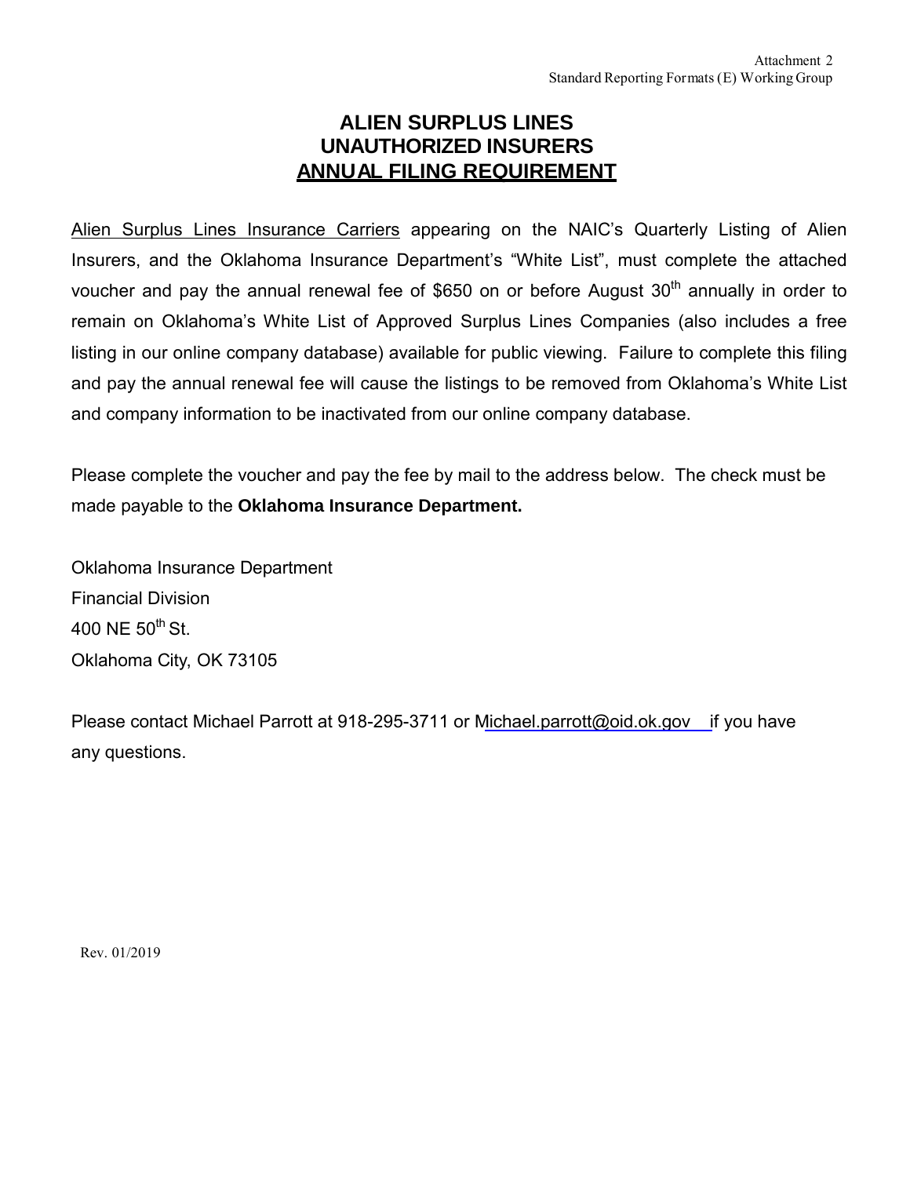Attachment 2
Standard Reporting Formats (E) Working Group

# ALIEN SURPLUS LINES
# UNAUTHORIZED INSURERS
## ANNUAL FILING REQUIREMENT

Alien Surplus Lines Insurance Carriers appearing on the NAIC's Quarterly Listing of Alien Insurers, and the Oklahoma Insurance Department's "White List", must complete the attached voucher and pay the annual renewal fee of $650 on or before August 30th annually in order to remain on Oklahoma's White List of Approved Surplus Lines Companies (also includes a free listing in our online company database) available for public viewing. Failure to complete this filing and pay the annual renewal fee will cause the listings to be removed from Oklahoma's White List and company information to be inactivated from our online company database.

Please complete the voucher and pay the fee by mail to the address below. The check must be made payable to the **Oklahoma Insurance Department.**

Oklahoma Insurance Department
Financial Division
400 NE 50th St.
Oklahoma City, OK 73105

Please contact Michael Parrott at 918-295-3711 or Michael.parrott@oid.ok.gov if you have any questions.

Rev. 01/2019